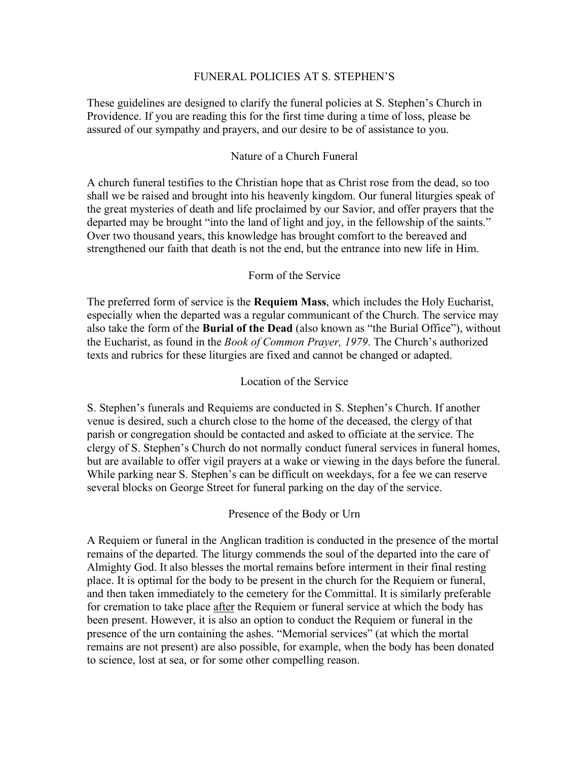# FUNERAL POLICIES AT S. STEPHEN'S

These guidelines are designed to clarify the funeral policies at S. Stephen's Church in Providence. If you are reading this for the first time during a time of loss, please be assured of our sympathy and prayers, and our desire to be of assistance to you.

## Nature of a Church Funeral

A church funeral testifies to the Christian hope that as Christ rose from the dead, so too shall we be raised and brought into his heavenly kingdom. Our funeral liturgies speak of the great mysteries of death and life proclaimed by our Savior, and offer prayers that the departed may be brought "into the land of light and joy, in the fellowship of the saints." Over two thousand years, this knowledge has brought comfort to the bereaved and strengthened our faith that death is not the end, but the entrance into new life in Him.

## Form of the Service

The preferred form of service is the **Requiem Mass**, which includes the Holy Eucharist, especially when the departed was a regular communicant of the Church. The service may also take the form of the **Burial of the Dead** (also known as "the Burial Office"), without the Eucharist, as found in the *Book of Common Prayer, 1979*. The Church's authorized texts and rubrics for these liturgies are fixed and cannot be changed or adapted.

## Location of the Service

S. Stephen's funerals and Requiems are conducted in S. Stephen's Church. If another venue is desired, such a church close to the home of the deceased, the clergy of that parish or congregation should be contacted and asked to officiate at the service. The clergy of S. Stephen's Church do not normally conduct funeral services in funeral homes, but are available to offer vigil prayers at a wake or viewing in the days before the funeral. While parking near S. Stephen's can be difficult on weekdays, for a fee we can reserve several blocks on George Street for funeral parking on the day of the service.

## Presence of the Body or Urn

A Requiem or funeral in the Anglican tradition is conducted in the presence of the mortal remains of the departed. The liturgy commends the soul of the departed into the care of Almighty God. It also blesses the mortal remains before interment in their final resting place. It is optimal for the body to be present in the church for the Requiem or funeral, and then taken immediately to the cemetery for the Committal. It is similarly preferable for cremation to take place <u>after</u> the Requiem or funeral service at which the body has been present. However, it is also an option to conduct the Requiem or funeral in the presence of the urn containing the ashes. "Memorial services" (at which the mortal remains are not present) are also possible, for example, when the body has been donated to science, lost at sea, or for some other compelling reason.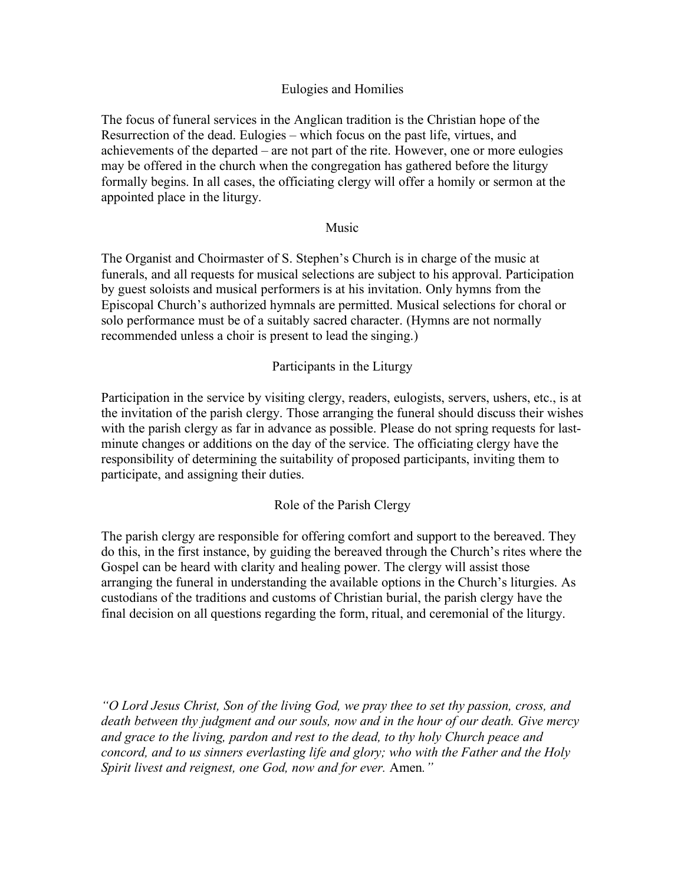## Eulogies and Homilies

The focus of funeral services in the Anglican tradition is the Christian hope of the Resurrection of the dead. Eulogies – which focus on the past life, virtues, and achievements of the departed – are not part of the rite. However, one or more eulogies may be offered in the church when the congregation has gathered before the liturgy formally begins. In all cases, the officiating clergy will offer a homily or sermon at the appointed place in the liturgy.

## Music

The Organist and Choirmaster of S. Stephen's Church is in charge of the music at funerals, and all requests for musical selections are subject to his approval. Participation by guest soloists and musical performers is at his invitation. Only hymns from the Episcopal Church's authorized hymnals are permitted. Musical selections for choral or solo performance must be of a suitably sacred character. (Hymns are not normally recommended unless a choir is present to lead the singing.)

## Participants in the Liturgy

Participation in the service by visiting clergy, readers, eulogists, servers, ushers, etc., is at the invitation of the parish clergy. Those arranging the funeral should discuss their wishes with the parish clergy as far in advance as possible. Please do not spring requests for last-minute changes or additions on the day of the service. The officiating clergy have the responsibility of determining the suitability of proposed participants, inviting them to participate, and assigning their duties.

## Role of the Parish Clergy

The parish clergy are responsible for offering comfort and support to the bereaved. They do this, in the first instance, by guiding the bereaved through the Church's rites where the Gospel can be heard with clarity and healing power. The clergy will assist those arranging the funeral in understanding the available options in the Church's liturgies. As custodians of the traditions and customs of Christian burial, the parish clergy have the final decision on all questions regarding the form, ritual, and ceremonial of the liturgy.

*"O Lord Jesus Christ, Son of the living God, we pray thee to set thy passion, cross, and death between thy judgment and our souls, now and in the hour of our death. Give mercy and grace to the living, pardon and rest to the dead, to thy holy Church peace and concord, and to us sinners everlasting life and glory; who with the Father and the Holy Spirit livest and reignest, one God, now and for ever.* Amen*."*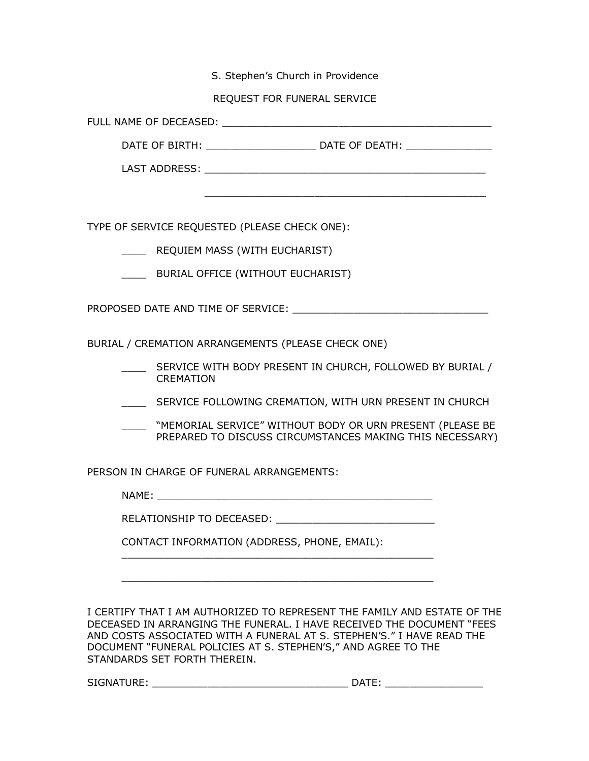S. Stephen's Church in Providence

REQUEST FOR FUNERAL SERVICE

FULL NAME OF DECEASED: ______________________________________________

DATE OF BIRTH: __________________ DATE OF DEATH: ______________

LAST ADDRESS: ________________________________________________

________________________________________________

TYPE OF SERVICE REQUESTED (PLEASE CHECK ONE):

____ REQUIEM MASS (WITH EUCHARIST)

____ BURIAL OFFICE (WITHOUT EUCHARIST)

PROPOSED DATE AND TIME OF SERVICE: _________________________________

BURIAL / CREMATION ARRANGEMENTS (PLEASE CHECK ONE)

____ SERVICE WITH BODY PRESENT IN CHURCH, FOLLOWED BY BURIAL / CREMATION

____ SERVICE FOLLOWING CREMATION, WITH URN PRESENT IN CHURCH

____ "MEMORIAL SERVICE" WITHOUT BODY OR URN PRESENT (PLEASE BE PREPARED TO DISCUSS CIRCUMSTANCES MAKING THIS NECESSARY)

PERSON IN CHARGE OF FUNERAL ARRANGEMENTS:

NAME: _______________________________________________

RELATIONSHIP TO DECEASED: __________________________

CONTACT INFORMATION (ADDRESS, PHONE, EMAIL):

_____________________________________________________

_____________________________________________________

I CERTIFY THAT I AM AUTHORIZED TO REPRESENT THE FAMILY AND ESTATE OF THE DECEASED IN ARRANGING THE FUNERAL. I HAVE RECEIVED THE DOCUMENT "FEES AND COSTS ASSOCIATED WITH A FUNERAL AT S. STEPHEN'S." I HAVE READ THE DOCUMENT "FUNERAL POLICIES AT S. STEPHEN'S," AND AGREE TO THE STANDARDS SET FORTH THEREIN.

SIGNATURE: _________________________________ DATE: ________________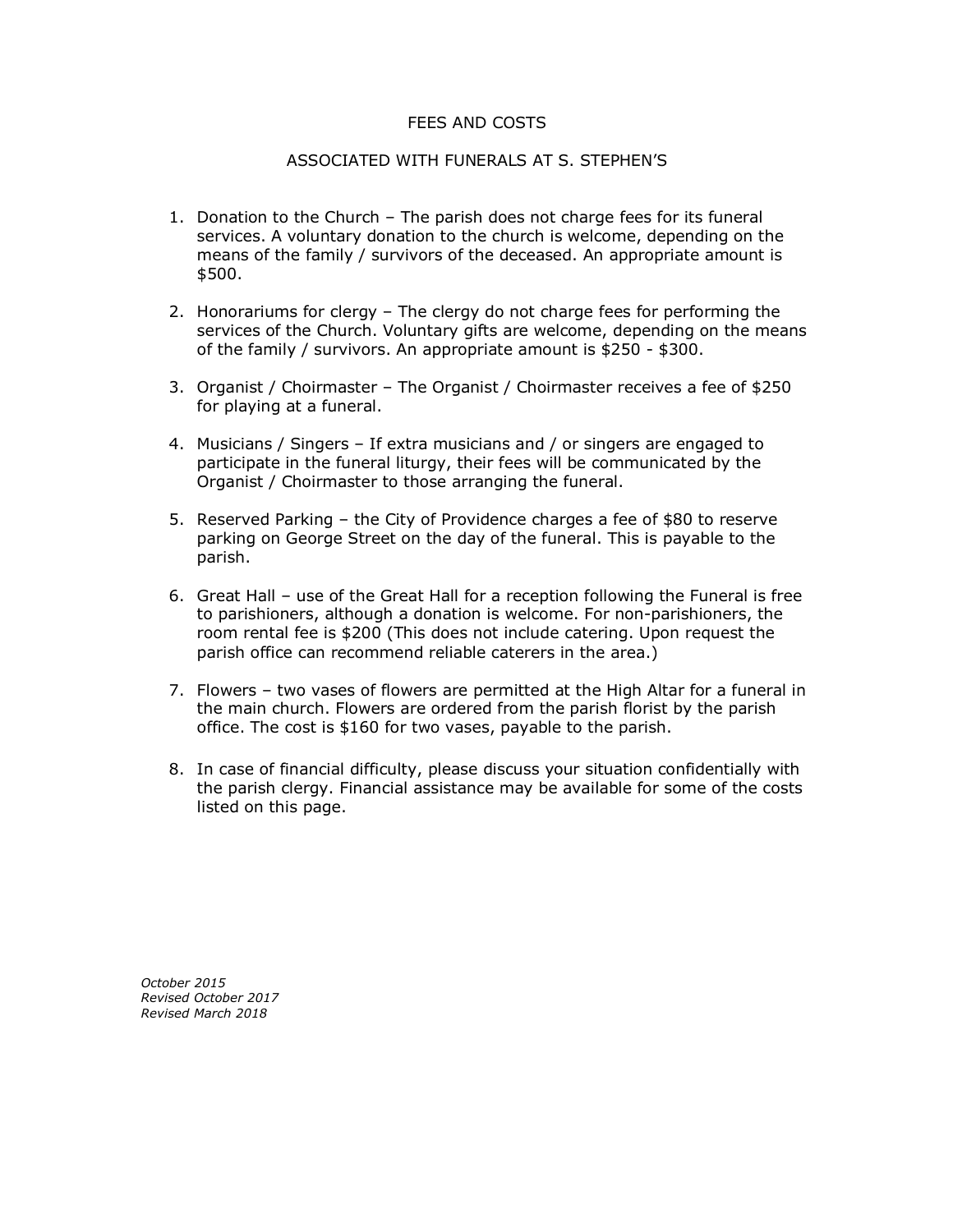# FEES AND COSTS

## ASSOCIATED WITH FUNERALS AT S. STEPHEN'S

1. Donation to the Church – The parish does not charge fees for its funeral services. A voluntary donation to the church is welcome, depending on the means of the family / survivors of the deceased. An appropriate amount is $500.

2. Honorariums for clergy – The clergy do not charge fees for performing the services of the Church. Voluntary gifts are welcome, depending on the means of the family / survivors. An appropriate amount is $250 - $300.

3. Organist / Choirmaster – The Organist / Choirmaster receives a fee of $250 for playing at a funeral.

4. Musicians / Singers – If extra musicians and / or singers are engaged to participate in the funeral liturgy, their fees will be communicated by the Organist / Choirmaster to those arranging the funeral.

5. Reserved Parking – the City of Providence charges a fee of $80 to reserve parking on George Street on the day of the funeral. This is payable to the parish.

6. Great Hall – use of the Great Hall for a reception following the Funeral is free to parishioners, although a donation is welcome. For non-parishioners, the room rental fee is $200 (This does not include catering. Upon request the parish office can recommend reliable caterers in the area.)

7. Flowers – two vases of flowers are permitted at the High Altar for a funeral in the main church. Flowers are ordered from the parish florist by the parish office. The cost is $160 for two vases, payable to the parish.

8. In case of financial difficulty, please discuss your situation confidentially with the parish clergy. Financial assistance may be available for some of the costs listed on this page.

*October 2015*
*Revised October 2017*
*Revised March 2018*